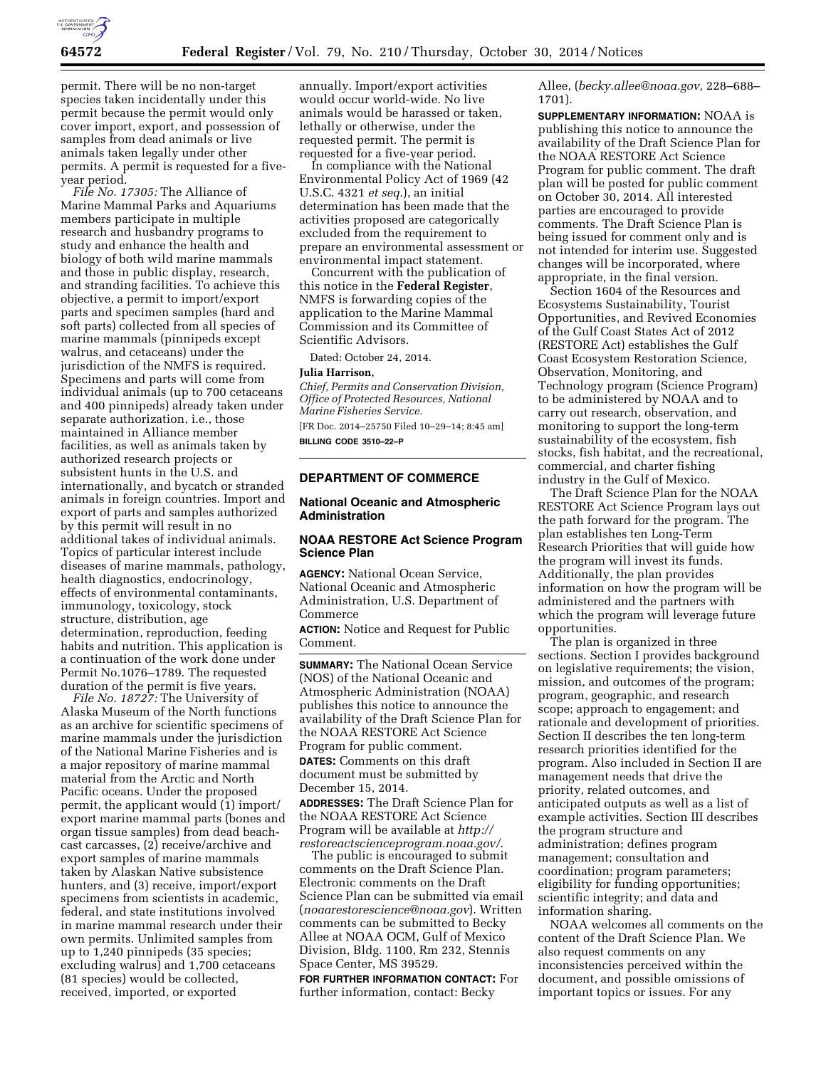permit. There will be no non-target species taken incidentally under this permit because the permit would only cover import, export, and possession of samples from dead animals or live animals taken legally under other permits. A permit is requested for a five-year period.

*File No. 17305:* The Alliance of Marine Mammal Parks and Aquariums members participate in multiple research and husbandry programs to study and enhance the health and biology of both wild marine mammals and those in public display, research, and stranding facilities. To achieve this objective, a permit to import/export parts and specimen samples (hard and soft parts) collected from all species of marine mammals (pinnipeds except walrus, and cetaceans) under the jurisdiction of the NMFS is required. Specimens and parts will come from individual animals (up to 700 cetaceans and 400 pinnipeds) already taken under separate authorization, i.e., those maintained in Alliance member facilities, as well as animals taken by authorized research projects or subsistent hunts in the U.S. and internationally, and bycatch or stranded animals in foreign countries. Import and export of parts and samples authorized by this permit will result in no additional takes of individual animals. Topics of particular interest include diseases of marine mammals, pathology, health diagnostics, endocrinology, effects of environmental contaminants, immunology, toxicology, stock structure, distribution, age determination, reproduction, feeding habits and nutrition. This application is a continuation of the work done under Permit No.1076–1789. The requested duration of the permit is five years.

*File No. 18727:* The University of Alaska Museum of the North functions as an archive for scientific specimens of marine mammals under the jurisdiction of the National Marine Fisheries and is a major repository of marine mammal material from the Arctic and North Pacific oceans. Under the proposed permit, the applicant would (1) import/export marine mammal parts (bones and organ tissue samples) from dead beach-cast carcasses, (2) receive/archive and export samples of marine mammals taken by Alaskan Native subsistence hunters, and (3) receive, import/export specimens from scientists in academic, federal, and state institutions involved in marine mammal research under their own permits. Unlimited samples from up to 1,240 pinnipeds (35 species; excluding walrus) and 1,700 cetaceans (81 species) would be collected, received, imported, or exported annually. Import/export activities would occur world-wide. No live animals would be harassed or taken, lethally or otherwise, under the requested permit. The permit is requested for a five-year period.

In compliance with the National Environmental Policy Act of 1969 (42 U.S.C. 4321 *et seq.*), an initial determination has been made that the activities proposed are categorically excluded from the requirement to prepare an environmental assessment or environmental impact statement.

Concurrent with the publication of this notice in the **Federal Register**, NMFS is forwarding copies of the application to the Marine Mammal Commission and its Committee of Scientific Advisors.

Dated: October 24, 2014.

**Julia Harrison,**

*Chief, Permits and Conservation Division, Office of Protected Resources, National Marine Fisheries Service.*

[FR Doc. 2014–25750 Filed 10–29–14; 8:45 am]

**BILLING CODE 3510–22–P**

## DEPARTMENT OF COMMERCE

### National Oceanic and Atmospheric Administration

### NOAA RESTORE Act Science Program Science Plan

**AGENCY:** National Ocean Service, National Oceanic and Atmospheric Administration, U.S. Department of Commerce

**ACTION:** Notice and Request for Public Comment.

**SUMMARY:** The National Ocean Service (NOS) of the National Oceanic and Atmospheric Administration (NOAA) publishes this notice to announce the availability of the Draft Science Plan for the NOAA RESTORE Act Science Program for public comment.

**DATES:** Comments on this draft document must be submitted by December 15, 2014.

**ADDRESSES:** The Draft Science Plan for the NOAA RESTORE Act Science Program will be available at *http://restoreactscienceprogram.noaa.gov/*.

The public is encouraged to submit comments on the Draft Science Plan. Electronic comments on the Draft Science Plan can be submitted via email (*noaarestorescience@noaa.gov*). Written comments can be submitted to Becky Allee at NOAA OCM, Gulf of Mexico Division, Bldg. 1100, Rm 232, Stennis Space Center, MS 39529.

**FOR FURTHER INFORMATION CONTACT:** For further information, contact: Becky Allee, (*becky.allee@noaa.gov,* 228–688–1701).

**SUPPLEMENTARY INFORMATION:** NOAA is publishing this notice to announce the availability of the Draft Science Plan for the NOAA RESTORE Act Science Program for public comment. The draft plan will be posted for public comment on October 30, 2014. All interested parties are encouraged to provide comments. The Draft Science Plan is being issued for comment only and is not intended for interim use. Suggested changes will be incorporated, where appropriate, in the final version.

Section 1604 of the Resources and Ecosystems Sustainability, Tourist Opportunities, and Revived Economies of the Gulf Coast States Act of 2012 (RESTORE Act) establishes the Gulf Coast Ecosystem Restoration Science, Observation, Monitoring, and Technology program (Science Program) to be administered by NOAA and to carry out research, observation, and monitoring to support the long-term sustainability of the ecosystem, fish stocks, fish habitat, and the recreational, commercial, and charter fishing industry in the Gulf of Mexico.

The Draft Science Plan for the NOAA RESTORE Act Science Program lays out the path forward for the program. The plan establishes ten Long-Term Research Priorities that will guide how the program will invest its funds. Additionally, the plan provides information on how the program will be administered and the partners with which the program will leverage future opportunities.

The plan is organized in three sections. Section I provides background on legislative requirements; the vision, mission, and outcomes of the program; program, geographic, and research scope; approach to engagement; and rationale and development of priorities. Section II describes the ten long-term research priorities identified for the program. Also included in Section II are management needs that drive the priority, related outcomes, and anticipated outputs as well as a list of example activities. Section III describes the program structure and administration; defines program management; consultation and coordination; program parameters; eligibility for funding opportunities; scientific integrity; and data and information sharing.

NOAA welcomes all comments on the content of the Draft Science Plan. We also request comments on any inconsistencies perceived within the document, and possible omissions of important topics or issues. For any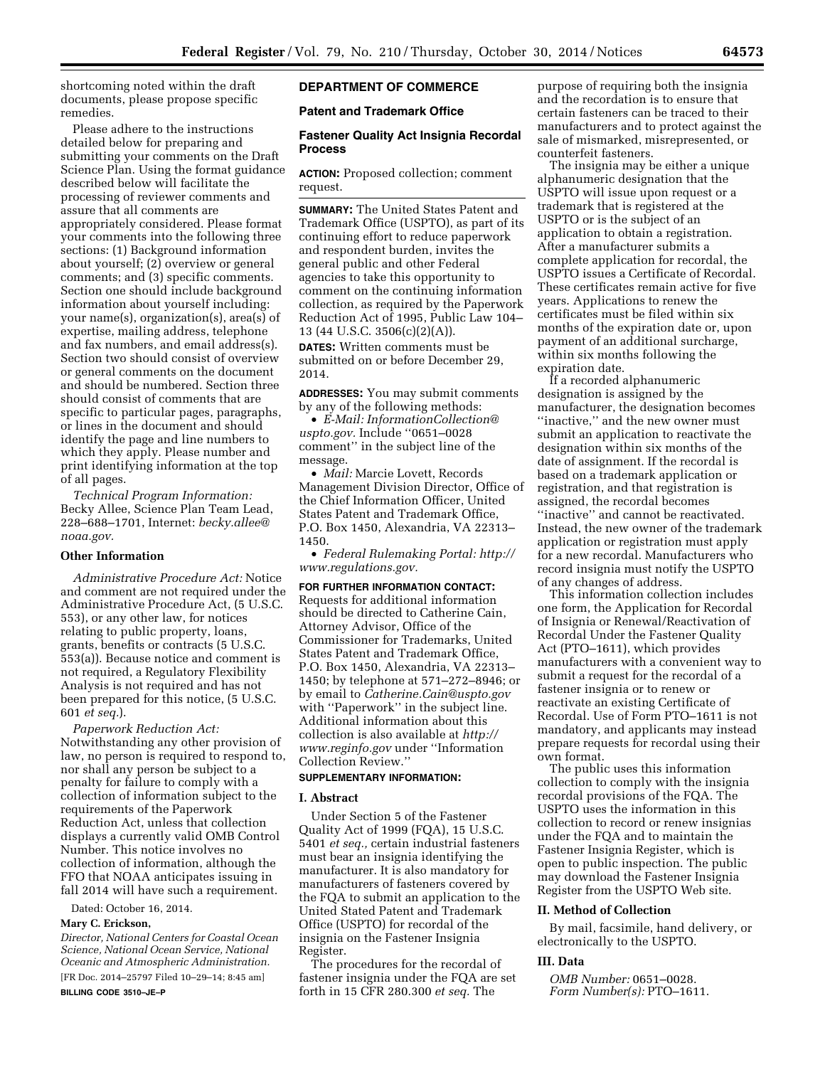shortcoming noted within the draft documents, please propose specific remedies.

Please adhere to the instructions detailed below for preparing and submitting your comments on the Draft Science Plan. Using the format guidance described below will facilitate the processing of reviewer comments and assure that all comments are appropriately considered. Please format your comments into the following three sections: (1) Background information about yourself; (2) overview or general comments; and (3) specific comments. Section one should include background information about yourself including: your name(s), organization(s), area(s) of expertise, mailing address, telephone and fax numbers, and email address(s). Section two should consist of overview or general comments on the document and should be numbered. Section three should consist of comments that are specific to particular pages, paragraphs, or lines in the document and should identify the page and line numbers to which they apply. Please number and print identifying information at the top of all pages.

*Technical Program Information:* Becky Allee, Science Plan Team Lead, 228–688–1701, Internet: *becky.allee@noaa.gov.*

## Other Information

*Administrative Procedure Act:* Notice and comment are not required under the Administrative Procedure Act, (5 U.S.C. 553), or any other law, for notices relating to public property, loans, grants, benefits or contracts (5 U.S.C. 553(a)). Because notice and comment is not required, a Regulatory Flexibility Analysis is not required and has not been prepared for this notice, (5 U.S.C. 601 *et seq.*).

*Paperwork Reduction Act:* Notwithstanding any other provision of law, no person is required to respond to, nor shall any person be subject to a penalty for failure to comply with a collection of information subject to the requirements of the Paperwork Reduction Act, unless that collection displays a currently valid OMB Control Number. This notice involves no collection of information, although the FFO that NOAA anticipates issuing in fall 2014 will have such a requirement.

Dated: October 16, 2014.

**Mary C. Erickson,**

*Director, National Centers for Coastal Ocean Science, National Ocean Service, National Oceanic and Atmospheric Administration.*

[FR Doc. 2014–25797 Filed 10–29–14; 8:45 am]

**BILLING CODE 3510–JE–P**

## DEPARTMENT OF COMMERCE

### Patent and Trademark Office

### Fastener Quality Act Insignia Recordal Process

**ACTION:** Proposed collection; comment request.

**SUMMARY:** The United States Patent and Trademark Office (USPTO), as part of its continuing effort to reduce paperwork and respondent burden, invites the general public and other Federal agencies to take this opportunity to comment on the continuing information collection, as required by the Paperwork Reduction Act of 1995, Public Law 104–13 (44 U.S.C. 3506(c)(2)(A)).

**DATES:** Written comments must be submitted on or before December 29, 2014.

**ADDRESSES:** You may submit comments by any of the following methods:

- *E-Mail: InformationCollection@uspto.gov.* Include ''0651–0028 comment'' in the subject line of the message.
- *Mail:* Marcie Lovett, Records Management Division Director, Office of the Chief Information Officer, United States Patent and Trademark Office, P.O. Box 1450, Alexandria, VA 22313–1450.
- *Federal Rulemaking Portal: http://www.regulations.gov.*

**FOR FURTHER INFORMATION CONTACT:** Requests for additional information should be directed to Catherine Cain, Attorney Advisor, Office of the Commissioner for Trademarks, United States Patent and Trademark Office, P.O. Box 1450, Alexandria, VA 22313–1450; by telephone at 571–272–8946; or by email to *Catherine.Cain@uspto.gov* with ''Paperwork'' in the subject line. Additional information about this collection is also available at *http://www.reginfo.gov* under ''Information Collection Review.''

**SUPPLEMENTARY INFORMATION:**

### I. Abstract

Under Section 5 of the Fastener Quality Act of 1999 (FQA), 15 U.S.C. 5401 *et seq.,* certain industrial fasteners must bear an insignia identifying the manufacturer. It is also mandatory for manufacturers of fasteners covered by the FQA to submit an application to the United Stated Patent and Trademark Office (USPTO) for recordal of the insignia on the Fastener Insignia Register.

The procedures for the recordal of fastener insignia under the FQA are set forth in 15 CFR 280.300 *et seq.* The purpose of requiring both the insignia and the recordation is to ensure that certain fasteners can be traced to their manufacturers and to protect against the sale of mismarked, misrepresented, or counterfeit fasteners.

The insignia may be either a unique alphanumeric designation that the USPTO will issue upon request or a trademark that is registered at the USPTO or is the subject of an application to obtain a registration. After a manufacturer submits a complete application for recordal, the USPTO issues a Certificate of Recordal. These certificates remain active for five years. Applications to renew the certificates must be filed within six months of the expiration date or, upon payment of an additional surcharge, within six months following the expiration date.

If a recorded alphanumeric designation is assigned by the manufacturer, the designation becomes ''inactive,'' and the new owner must submit an application to reactivate the designation within six months of the date of assignment. If the recordal is based on a trademark application or registration, and that registration is assigned, the recordal becomes ''inactive'' and cannot be reactivated. Instead, the new owner of the trademark application or registration must apply for a new recordal. Manufacturers who record insignia must notify the USPTO of any changes of address.

This information collection includes one form, the Application for Recordal of Insignia or Renewal/Reactivation of Recordal Under the Fastener Quality Act (PTO–1611), which provides manufacturers with a convenient way to submit a request for the recordal of a fastener insignia or to renew or reactivate an existing Certificate of Recordal. Use of Form PTO–1611 is not mandatory, and applicants may instead prepare requests for recordal using their own format.

The public uses this information collection to comply with the insignia recordal provisions of the FQA. The USPTO uses the information in this collection to record or renew insignias under the FQA and to maintain the Fastener Insignia Register, which is open to public inspection. The public may download the Fastener Insignia Register from the USPTO Web site.

### II. Method of Collection

By mail, facsimile, hand delivery, or electronically to the USPTO.

### III. Data

*OMB Number:* 0651–0028.

*Form Number(s):* PTO–1611.